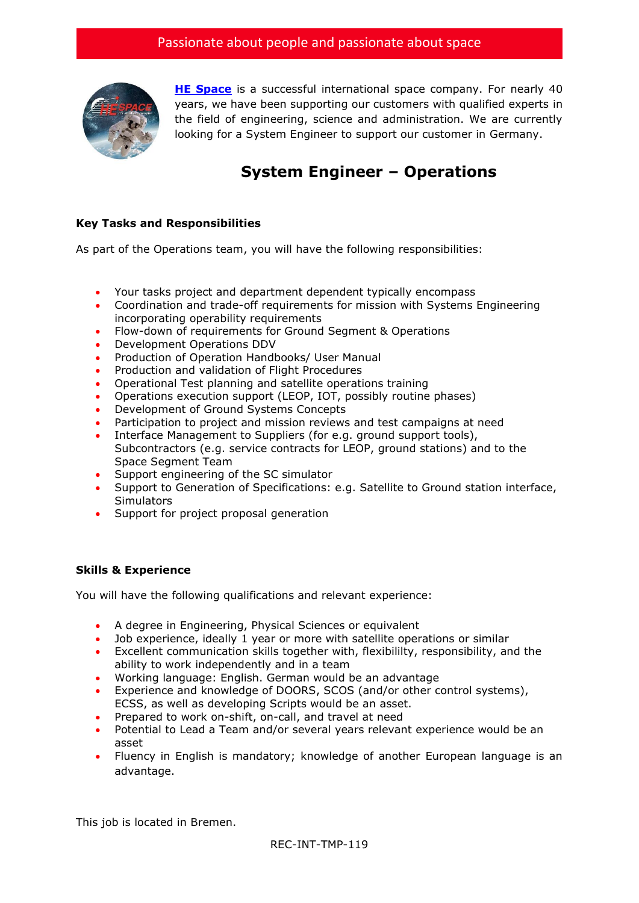Passionate about people and passionate about space

**HE Space** is a successful international space company. For nearly 40 years, we have been supporting our customers with qualified experts in the field of engineering, science and administration. We are currently looking for a System Engineer to support our customer in Germany.

# System Engineer – Operations

### Key Tasks and Responsibilities

As part of the Operations team, you will have the following responsibilities:

- Your tasks project and department dependent typically encompass
- Coordination and trade-off requirements for mission with Systems Engineering incorporating operability requirements
- Flow-down of requirements for Ground Segment & Operations
- Development Operations DDV
- Production of Operation Handbooks/ User Manual
- Production and validation of Flight Procedures
- Operational Test planning and satellite operations training
- Operations execution support (LEOP, IOT, possibly routine phases)
- Development of Ground Systems Concepts
- Participation to project and mission reviews and test campaigns at need
- Interface Management to Suppliers (for e.g. ground support tools), Subcontractors (e.g. service contracts for LEOP, ground stations) and to the Space Segment Team
- Support engineering of the SC simulator
- Support to Generation of Specifications: e.g. Satellite to Ground station interface, Simulators
- Support for project proposal generation

### Skills & Experience

You will have the following qualifications and relevant experience:

- A degree in Engineering, Physical Sciences or equivalent
- Job experience, ideally 1 year or more with satellite operations or similar
- Excellent communication skills together with, flexibililty, responsibility, and the ability to work independently and in a team
- Working language: English. German would be an advantage
- Experience and knowledge of DOORS, SCOS (and/or other control systems), ECSS, as well as developing Scripts would be an asset.
- Prepared to work on-shift, on-call, and travel at need
- Potential to Lead a Team and/or several years relevant experience would be an asset
- Fluency in English is mandatory; knowledge of another European language is an advantage.

This job is located in Bremen.

REC-INT-TMP-119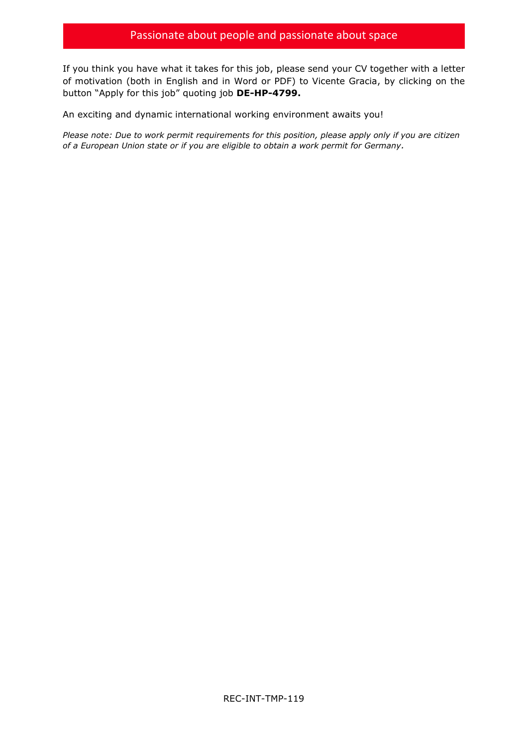## Passionate about people and passionate about space

If you think you have what it takes for this job, please send your CV together with a letter of motivation (both in English and in Word or PDF) to Vicente Gracia, by clicking on the button "Apply for this job" quoting job **DE-HP-4799.**

An exciting and dynamic international working environment awaits you!

*Please note: Due to work permit requirements for this position, please apply only if you are citizen of a European Union state or if you are eligible to obtain a work permit for Germany.*

REC-INT-TMP-119